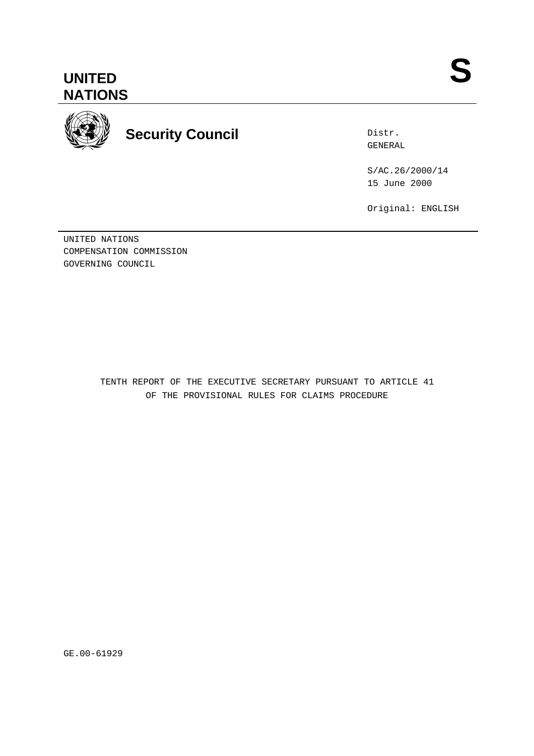# UNITED NATIONS

**S**

## Security Council

Distr.
GENERAL

S/AC.26/2000/14
15 June 2000

Original: ENGLISH

UNITED NATIONS
COMPENSATION COMMISSION
GOVERNING COUNCIL

TENTH REPORT OF THE EXECUTIVE SECRETARY PURSUANT TO ARTICLE 41 OF THE PROVISIONAL RULES FOR CLAIMS PROCEDURE

GE.00-61929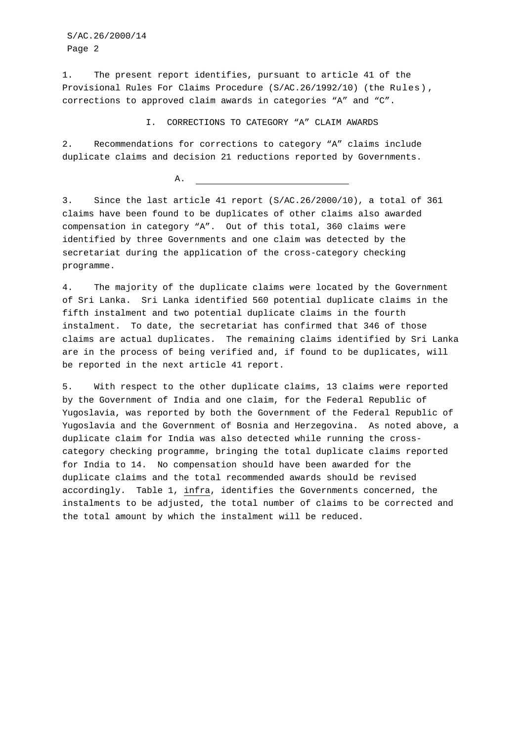1. The present report identifies, pursuant to article 41 of the Provisional Rules For Claims Procedure (S/AC.26/1992/10) (the Rules), corrections to approved claim awards in categories "A" and "C".

## I. CORRECTIONS TO CATEGORY "A" CLAIM AWARDS

2. Recommendations for corrections to category "A" claims include duplicate claims and decision 21 reductions reported by Governments.

### A.

3. Since the last article 41 report (S/AC.26/2000/10), a total of 361 claims have been found to be duplicates of other claims also awarded compensation in category "A". Out of this total, 360 claims were identified by three Governments and one claim was detected by the secretariat during the application of the cross-category checking programme.

4. The majority of the duplicate claims were located by the Government of Sri Lanka. Sri Lanka identified 560 potential duplicate claims in the fifth instalment and two potential duplicate claims in the fourth instalment. To date, the secretariat has confirmed that 346 of those claims are actual duplicates. The remaining claims identified by Sri Lanka are in the process of being verified and, if found to be duplicates, will be reported in the next article 41 report.

5. With respect to the other duplicate claims, 13 claims were reported by the Government of India and one claim, for the Federal Republic of Yugoslavia, was reported by both the Government of the Federal Republic of Yugoslavia and the Government of Bosnia and Herzegovina. As noted above, a duplicate claim for India was also detected while running the cross-category checking programme, bringing the total duplicate claims reported for India to 14. No compensation should have been awarded for the duplicate claims and the total recommended awards should be revised accordingly. Table 1, *infra*, identifies the Governments concerned, the instalments to be adjusted, the total number of claims to be corrected and the total amount by which the instalment will be reduced.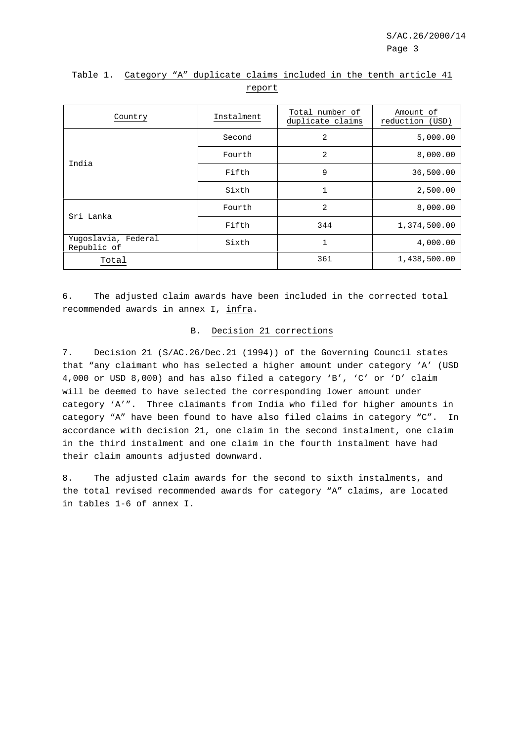Table 1. Category “A” duplicate claims included in the tenth article 41 report

| Country | Instalment | Total number of duplicate claims | Amount of reduction (USD) |
|---|---|---|---|
| India | Second | 2 | 5,000.00 |
| | Fourth | 2 | 8,000.00 |
| | Fifth | 9 | 36,500.00 |
| | Sixth | 1 | 2,500.00 |
| Sri Lanka | Fourth | 2 | 8,000.00 |
| | Fifth | 344 | 1,374,500.00 |
| Yugoslavia, Federal Republic of | Sixth | 1 | 4,000.00 |
| Total | | 361 | 1,438,500.00 |

6. The adjusted claim awards have been included in the corrected total recommended awards in annex I, infra.

## B. Decision 21 corrections

7. Decision 21 (S/AC.26/Dec.21 (1994)) of the Governing Council states that “any claimant who has selected a higher amount under category ‘A’ (USD 4,000 or USD 8,000) and has also filed a category ‘B’, ‘C’ or ‘D’ claim will be deemed to have selected the corresponding lower amount under category ‘A’”. Three claimants from India who filed for higher amounts in category “A” have been found to have also filed claims in category “C”. In accordance with decision 21, one claim in the second instalment, one claim in the third instalment and one claim in the fourth instalment have had their claim amounts adjusted downward.

8. The adjusted claim awards for the second to sixth instalments, and the total revised recommended awards for category “A” claims, are located in tables 1-6 of annex I.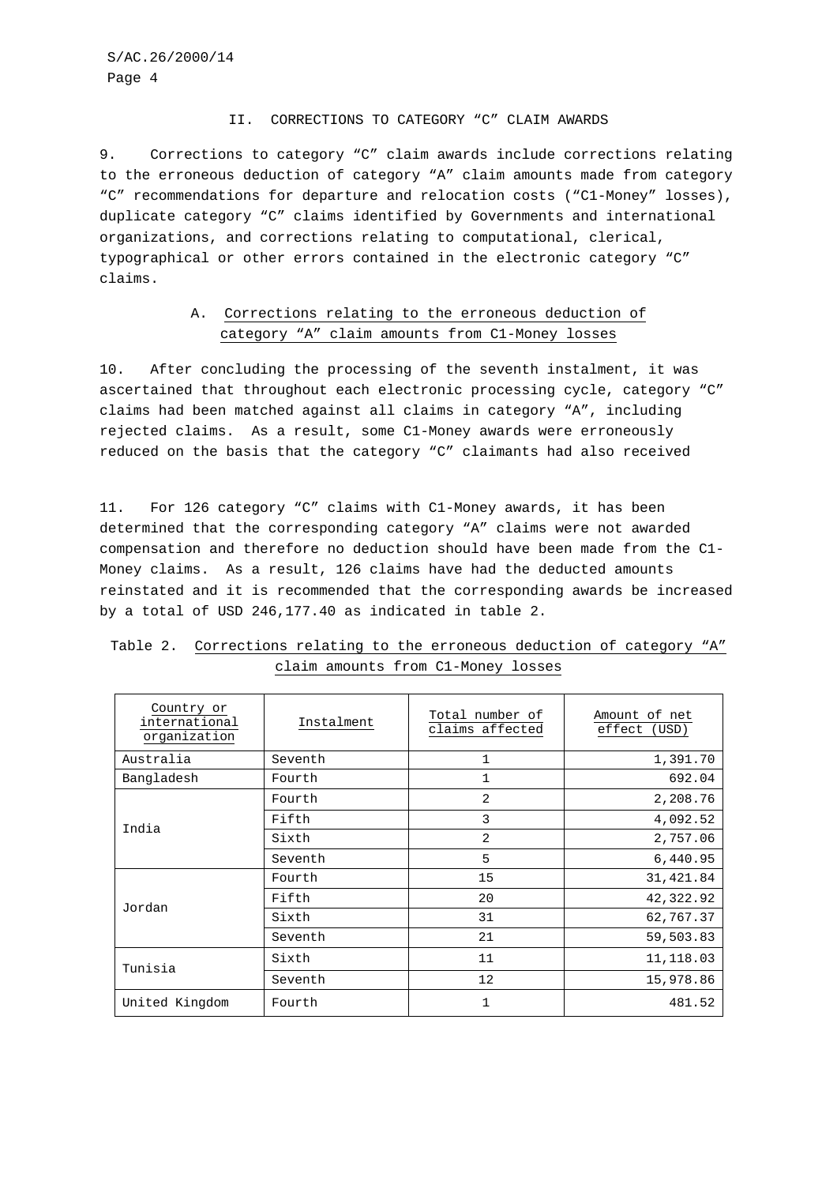## II. CORRECTIONS TO CATEGORY "C" CLAIM AWARDS

9. Corrections to category "C" claim awards include corrections relating to the erroneous deduction of category "A" claim amounts made from category "C" recommendations for departure and relocation costs ("C1-Money" losses), duplicate category "C" claims identified by Governments and international organizations, and corrections relating to computational, clerical, typographical or other errors contained in the electronic category "C" claims.

### A. Corrections relating to the erroneous deduction of category "A" claim amounts from C1-Money losses

10. After concluding the processing of the seventh instalment, it was ascertained that throughout each electronic processing cycle, category "C" claims had been matched against all claims in category "A", including rejected claims. As a result, some C1-Money awards were erroneously reduced on the basis that the category "C" claimants had also received

11. For 126 category "C" claims with C1-Money awards, it has been determined that the corresponding category "A" claims were not awarded compensation and therefore no deduction should have been made from the C1-Money claims. As a result, 126 claims have had the deducted amounts reinstated and it is recommended that the corresponding awards be increased by a total of USD 246,177.40 as indicated in table 2.

Table 2. Corrections relating to the erroneous deduction of category "A" claim amounts from C1-Money losses

| Country or international organization | Instalment | Total number of claims affected | Amount of net effect (USD) |
|---|---|---|---|
| Australia | Seventh | 1 | 1,391.70 |
| Bangladesh | Fourth | 1 | 692.04 |
| India | Fourth | 2 | 2,208.76 |
| | Fifth | 3 | 4,092.52 |
| | Sixth | 2 | 2,757.06 |
| | Seventh | 5 | 6,440.95 |
| Jordan | Fourth | 15 | 31,421.84 |
| | Fifth | 20 | 42,322.92 |
| | Sixth | 31 | 62,767.37 |
| | Seventh | 21 | 59,503.83 |
| Tunisia | Sixth | 11 | 11,118.03 |
| | Seventh | 12 | 15,978.86 |
| United Kingdom | Fourth | 1 | 481.52 |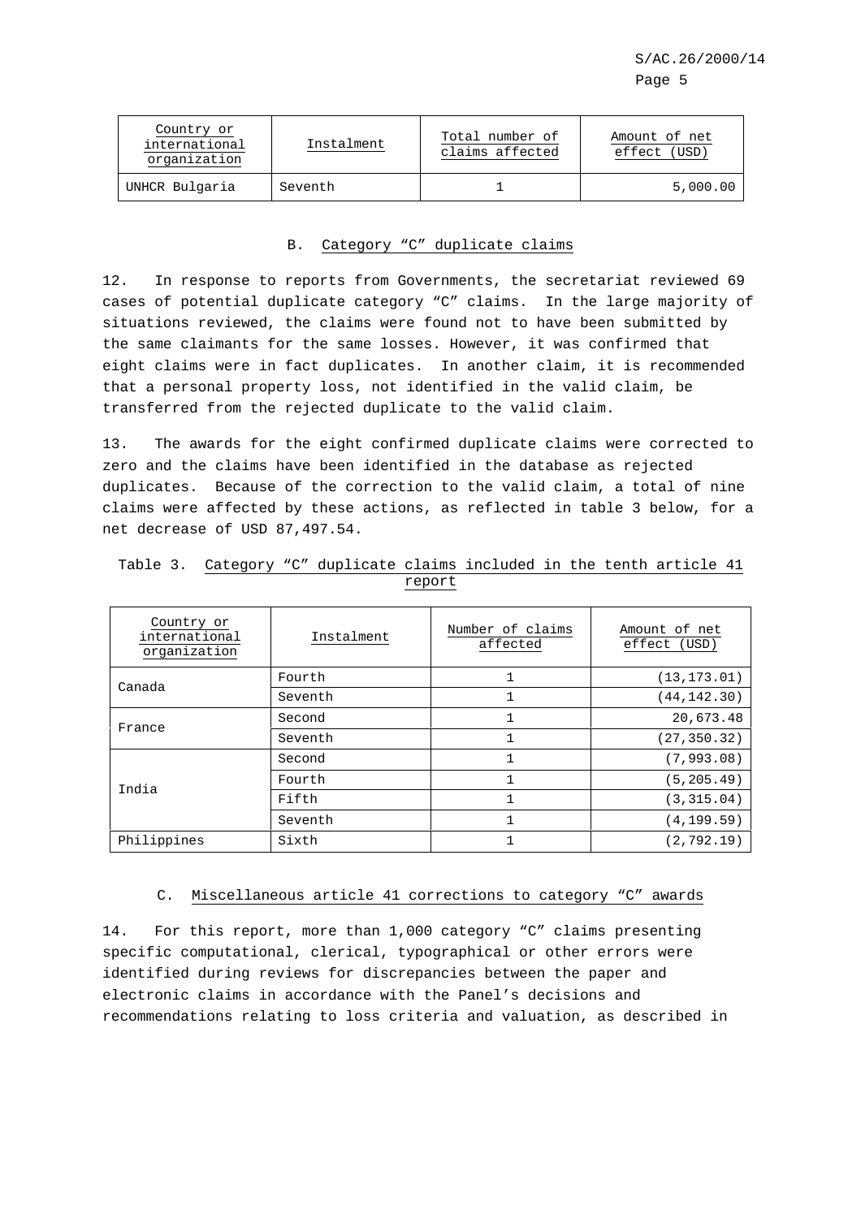| Country or international organization | Instalment | Total number of claims affected | Amount of net effect (USD) |
|---|---|---|---|
| UNHCR Bulgaria | Seventh | 1 | 5,000.00 |

## B. Category “C” duplicate claims

12. In response to reports from Governments, the secretariat reviewed 69 cases of potential duplicate category “C” claims. In the large majority of situations reviewed, the claims were found not to have been submitted by the same claimants for the same losses. However, it was confirmed that eight claims were in fact duplicates. In another claim, it is recommended that a personal property loss, not identified in the valid claim, be transferred from the rejected duplicate to the valid claim.

13. The awards for the eight confirmed duplicate claims were corrected to zero and the claims have been identified in the database as rejected duplicates. Because of the correction to the valid claim, a total of nine claims were affected by these actions, as reflected in table 3 below, for a net decrease of USD 87,497.54.

Table 3. Category “C” duplicate claims included in the tenth article 41 report

| Country or international organization | Instalment | Number of claims affected | Amount of net effect (USD) |
|---|---|---|---|
| Canada | Fourth | 1 | (13,173.01) |
| | Seventh | 1 | (44,142.30) |
| France | Second | 1 | 20,673.48 |
| | Seventh | 1 | (27,350.32) |
| India | Second | 1 | (7,993.08) |
| | Fourth | 1 | (5,205.49) |
| | Fifth | 1 | (3,315.04) |
| | Seventh | 1 | (4,199.59) |
| Philippines | Sixth | 1 | (2,792.19) |

## C. Miscellaneous article 41 corrections to category “C” awards

14. For this report, more than 1,000 category “C” claims presenting specific computational, clerical, typographical or other errors were identified during reviews for discrepancies between the paper and electronic claims in accordance with the Panel’s decisions and recommendations relating to loss criteria and valuation, as described in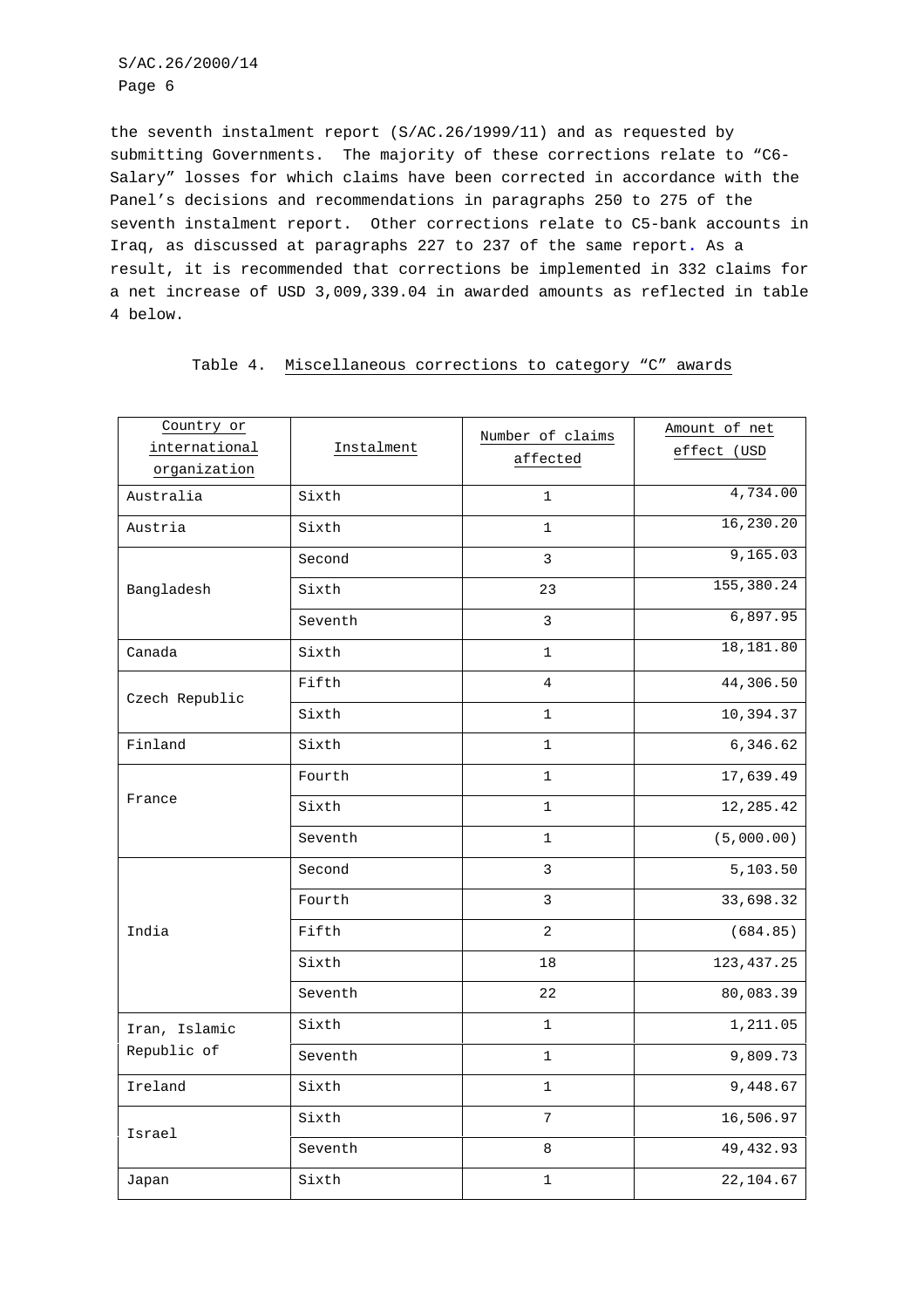the seventh instalment report (S/AC.26/1999/11) and as requested by submitting Governments. The majority of these corrections relate to "C6-Salary" losses for which claims have been corrected in accordance with the Panel's decisions and recommendations in paragraphs 250 to 275 of the seventh instalment report. Other corrections relate to C5-bank accounts in Iraq, as discussed at paragraphs 227 to 237 of the same report. As a result, it is recommended that corrections be implemented in 332 claims for a net increase of USD 3,009,339.04 in awarded amounts as reflected in table 4 below.

Table 4. Miscellaneous corrections to category "C" awards

| Country or international organization | Instalment | Number of claims affected | Amount of net effect (USD |
|---|---|---|---|
| Australia | Sixth | 1 | 4,734.00 |
| Austria | Sixth | 1 | 16,230.20 |
| Bangladesh | Second | 3 | 9,165.03 |
| | Sixth | 23 | 155,380.24 |
| | Seventh | 3 | 6,897.95 |
| Canada | Sixth | 1 | 18,181.80 |
| Czech Republic | Fifth | 4 | 44,306.50 |
| | Sixth | 1 | 10,394.37 |
| Finland | Sixth | 1 | 6,346.62 |
| France | Fourth | 1 | 17,639.49 |
| | Sixth | 1 | 12,285.42 |
| | Seventh | 1 | (5,000.00) |
| India | Second | 3 | 5,103.50 |
| | Fourth | 3 | 33,698.32 |
| | Fifth | 2 | (684.85) |
| | Sixth | 18 | 123,437.25 |
| | Seventh | 22 | 80,083.39 |
| Iran, Islamic Republic of | Sixth | 1 | 1,211.05 |
| | Seventh | 1 | 9,809.73 |
| Ireland | Sixth | 1 | 9,448.67 |
| Israel | Sixth | 7 | 16,506.97 |
| | Seventh | 8 | 49,432.93 |
| Japan | Sixth | 1 | 22,104.67 |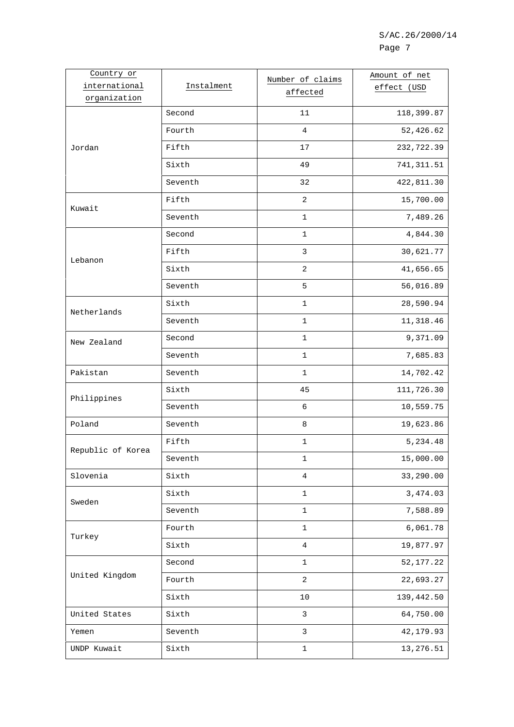| Country or international organization | Instalment | Number of claims affected | Amount of net effect (USD |
|---|---|---|---|
| Jordan | Second | 11 | 118,399.87 |
| | Fourth | 4 | 52,426.62 |
| | Fifth | 17 | 232,722.39 |
| | Sixth | 49 | 741,311.51 |
| | Seventh | 32 | 422,811.30 |
| Kuwait | Fifth | 2 | 15,700.00 |
| | Seventh | 1 | 7,489.26 |
| Lebanon | Second | 1 | 4,844.30 |
| | Fifth | 3 | 30,621.77 |
| | Sixth | 2 | 41,656.65 |
| | Seventh | 5 | 56,016.89 |
| Netherlands | Sixth | 1 | 28,590.94 |
| | Seventh | 1 | 11,318.46 |
| New Zealand | Second | 1 | 9,371.09 |
| | Seventh | 1 | 7,685.83 |
| Pakistan | Seventh | 1 | 14,702.42 |
| Philippines | Sixth | 45 | 111,726.30 |
| | Seventh | 6 | 10,559.75 |
| Poland | Seventh | 8 | 19,623.86 |
| Republic of Korea | Fifth | 1 | 5,234.48 |
| | Seventh | 1 | 15,000.00 |
| Slovenia | Sixth | 4 | 33,290.00 |
| Sweden | Sixth | 1 | 3,474.03 |
| | Seventh | 1 | 7,588.89 |
| Turkey | Fourth | 1 | 6,061.78 |
| | Sixth | 4 | 19,877.97 |
| United Kingdom | Second | 1 | 52,177.22 |
| | Fourth | 2 | 22,693.27 |
| | Sixth | 10 | 139,442.50 |
| United States | Sixth | 3 | 64,750.00 |
| Yemen | Seventh | 3 | 42,179.93 |
| UNDP Kuwait | Sixth | 1 | 13,276.51 |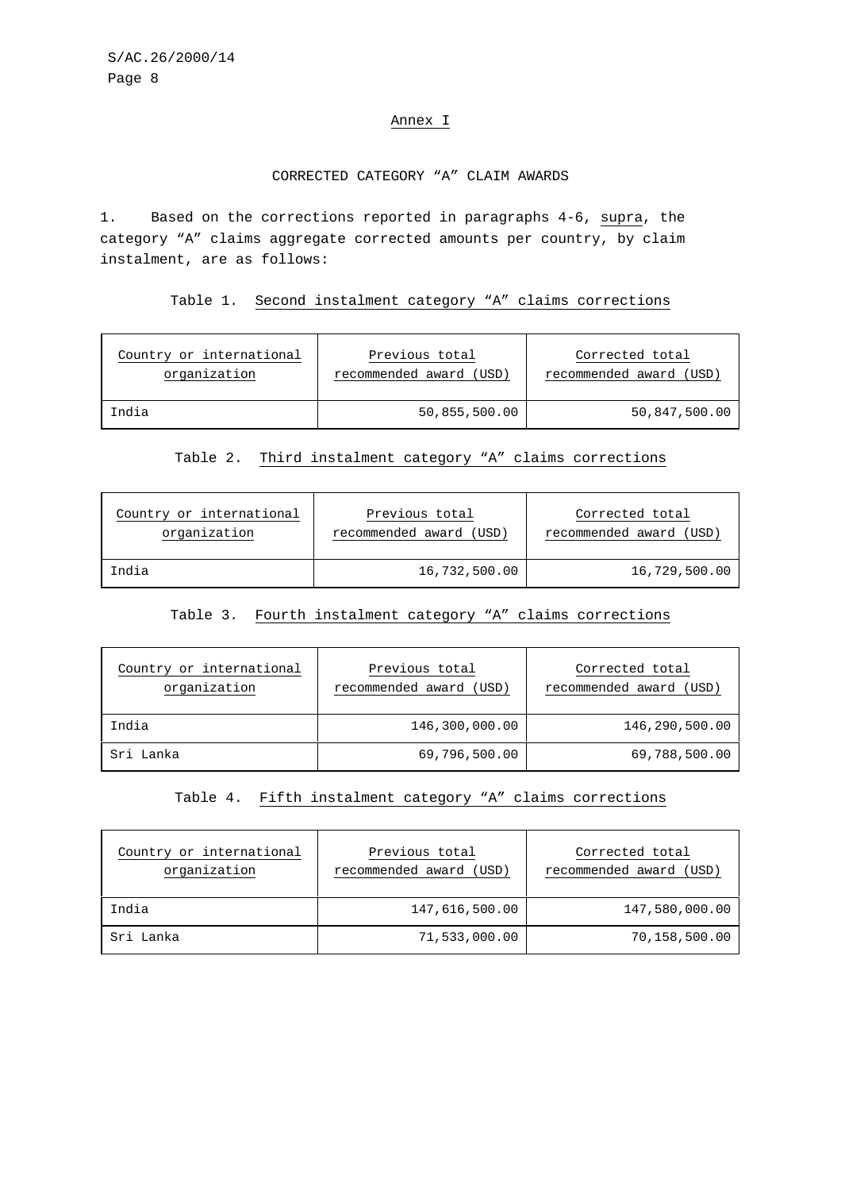## Annex I

### CORRECTED CATEGORY “A” CLAIM AWARDS

1. Based on the corrections reported in paragraphs 4-6, *supra*, the category “A” claims aggregate corrected amounts per country, by claim instalment, are as follows:

Table 1. Second instalment category “A” claims corrections

| Country or international organization | Previous total recommended award (USD) | Corrected total recommended award (USD) |
|---|---:|---:|
| India | 50,855,500.00 | 50,847,500.00 |

Table 2. Third instalment category “A” claims corrections

| Country or international organization | Previous total recommended award (USD) | Corrected total recommended award (USD) |
|---|---:|---:|
| India | 16,732,500.00 | 16,729,500.00 |

Table 3. Fourth instalment category “A” claims corrections

| Country or international organization | Previous total recommended award (USD) | Corrected total recommended award (USD) |
|---|---:|---:|
| India | 146,300,000.00 | 146,290,500.00 |
| Sri Lanka | 69,796,500.00 | 69,788,500.00 |

Table 4. Fifth instalment category “A” claims corrections

| Country or international organization | Previous total recommended award (USD) | Corrected total recommended award (USD) |
|---|---:|---:|
| India | 147,616,500.00 | 147,580,000.00 |
| Sri Lanka | 71,533,000.00 | 70,158,500.00 |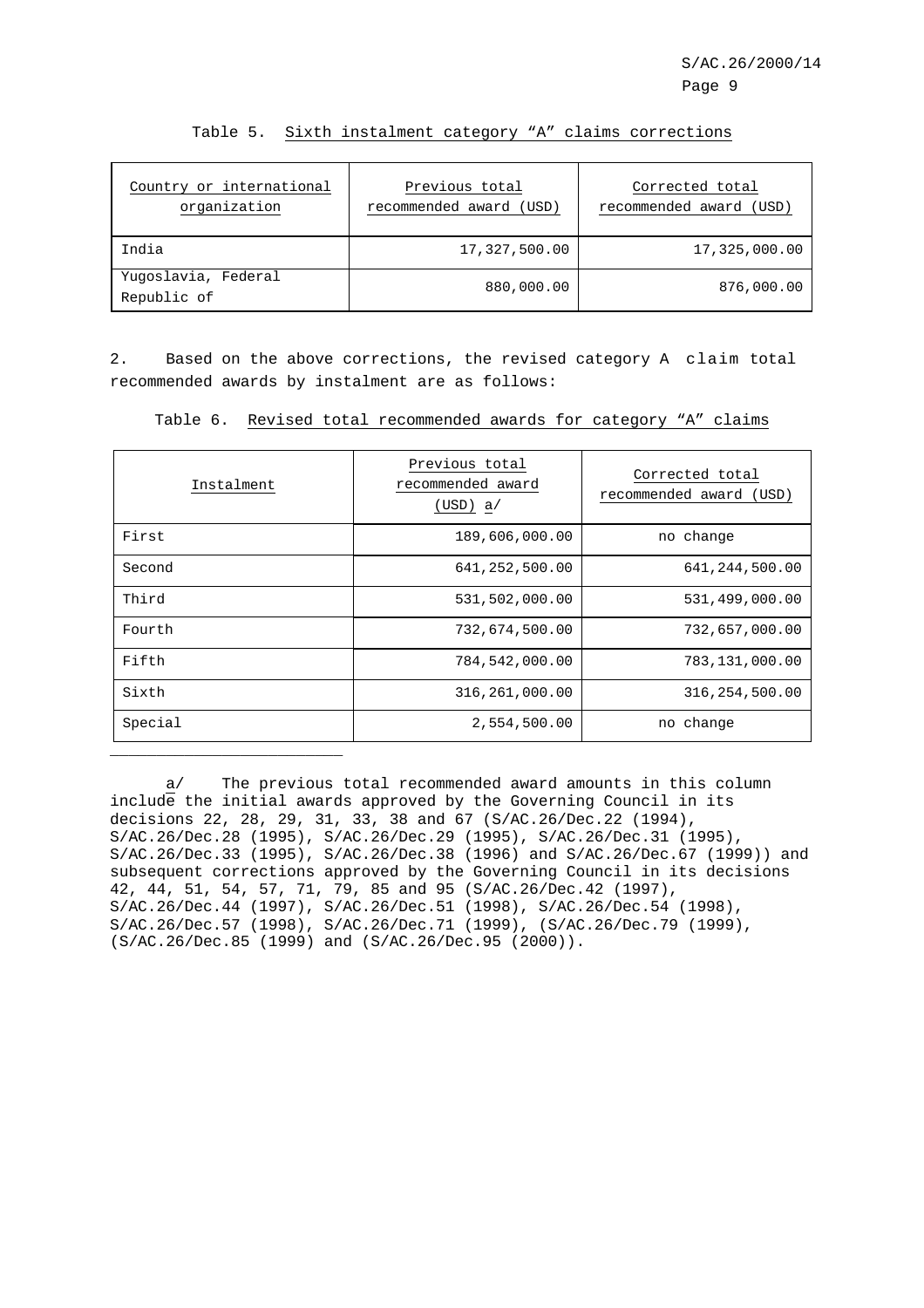Table 5. Sixth instalment category "A" claims corrections

| Country or international organization | Previous total recommended award (USD) | Corrected total recommended award (USD) |
|---|---|---|
| India | 17,327,500.00 | 17,325,000.00 |
| Yugoslavia, Federal Republic of | 880,000.00 | 876,000.00 |

2. Based on the above corrections, the revised category A claim total recommended awards by instalment are as follows:

Table 6. Revised total recommended awards for category "A" claims

| Instalment | Previous total recommended award (USD) a/ | Corrected total recommended award (USD) |
|---|---|---|
| First | 189,606,000.00 | no change |
| Second | 641,252,500.00 | 641,244,500.00 |
| Third | 531,502,000.00 | 531,499,000.00 |
| Fourth | 732,674,500.00 | 732,657,000.00 |
| Fifth | 784,542,000.00 | 783,131,000.00 |
| Sixth | 316,261,000.00 | 316,254,500.00 |
| Special | 2,554,500.00 | no change |

---

a/ The previous total recommended award amounts in this column include the initial awards approved by the Governing Council in its decisions 22, 28, 29, 31, 33, 38 and 67 (S/AC.26/Dec.22 (1994), S/AC.26/Dec.28 (1995), S/AC.26/Dec.29 (1995), S/AC.26/Dec.31 (1995), S/AC.26/Dec.33 (1995), S/AC.26/Dec.38 (1996) and S/AC.26/Dec.67 (1999)) and subsequent corrections approved by the Governing Council in its decisions 42, 44, 51, 54, 57, 71, 79, 85 and 95 (S/AC.26/Dec.42 (1997), S/AC.26/Dec.44 (1997), S/AC.26/Dec.51 (1998), S/AC.26/Dec.54 (1998), S/AC.26/Dec.57 (1998), S/AC.26/Dec.71 (1999), (S/AC.26/Dec.79 (1999), (S/AC.26/Dec.85 (1999) and (S/AC.26/Dec.95 (2000)).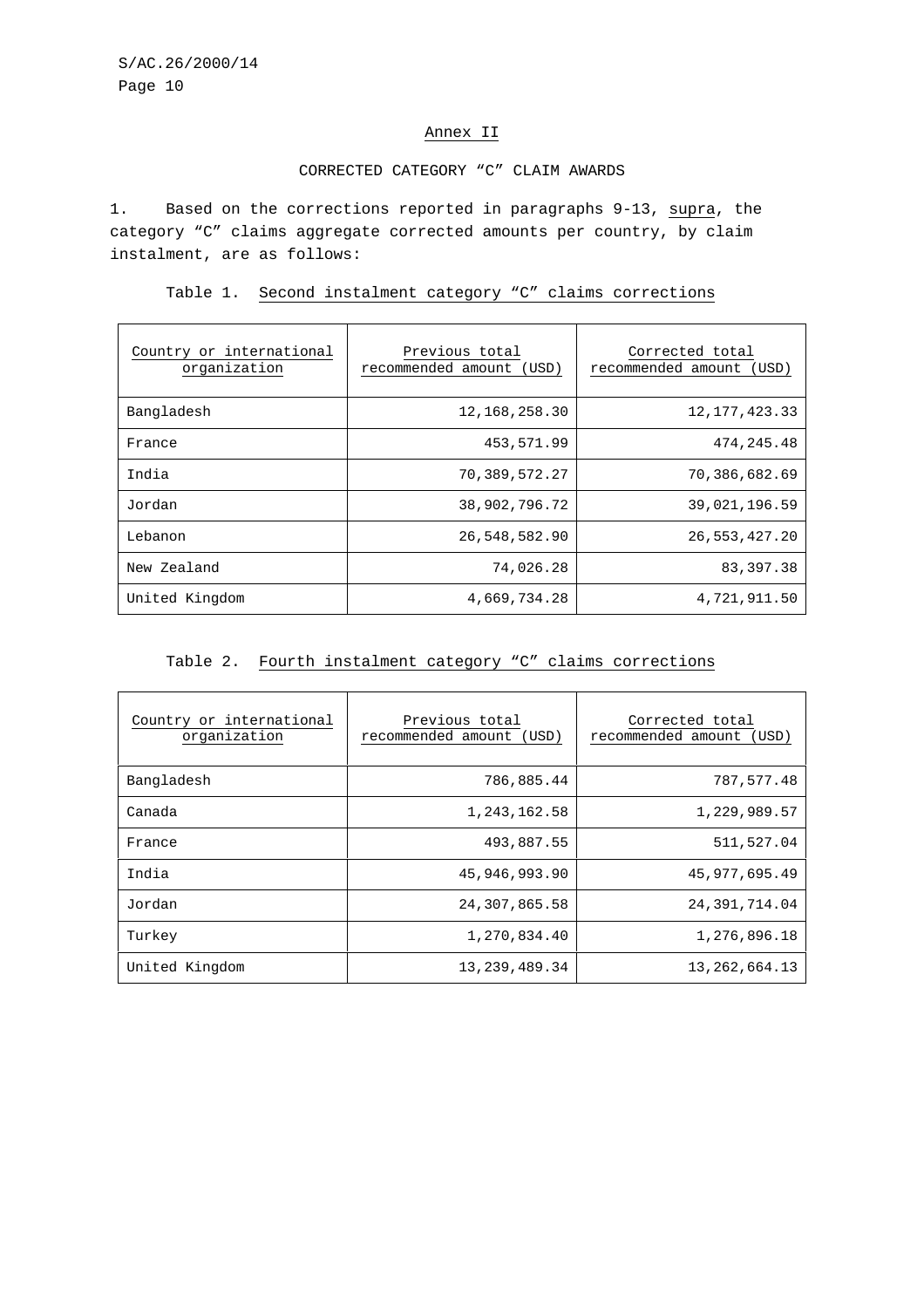## Annex II

### CORRECTED CATEGORY “C” CLAIM AWARDS

1. Based on the corrections reported in paragraphs 9-13, *supra*, the category “C” claims aggregate corrected amounts per country, by claim instalment, are as follows:

Table 1. Second instalment category “C” claims corrections

| Country or international organization | Previous total recommended amount (USD) | Corrected total recommended amount (USD) |
|---|---:|---:|
| Bangladesh | 12,168,258.30 | 12,177,423.33 |
| France | 453,571.99 | 474,245.48 |
| India | 70,389,572.27 | 70,386,682.69 |
| Jordan | 38,902,796.72 | 39,021,196.59 |
| Lebanon | 26,548,582.90 | 26,553,427.20 |
| New Zealand | 74,026.28 | 83,397.38 |
| United Kingdom | 4,669,734.28 | 4,721,911.50 |

Table 2. Fourth instalment category “C” claims corrections

| Country or international organization | Previous total recommended amount (USD) | Corrected total recommended amount (USD) |
|---|---:|---:|
| Bangladesh | 786,885.44 | 787,577.48 |
| Canada | 1,243,162.58 | 1,229,989.57 |
| France | 493,887.55 | 511,527.04 |
| India | 45,946,993.90 | 45,977,695.49 |
| Jordan | 24,307,865.58 | 24,391,714.04 |
| Turkey | 1,270,834.40 | 1,276,896.18 |
| United Kingdom | 13,239,489.34 | 13,262,664.13 |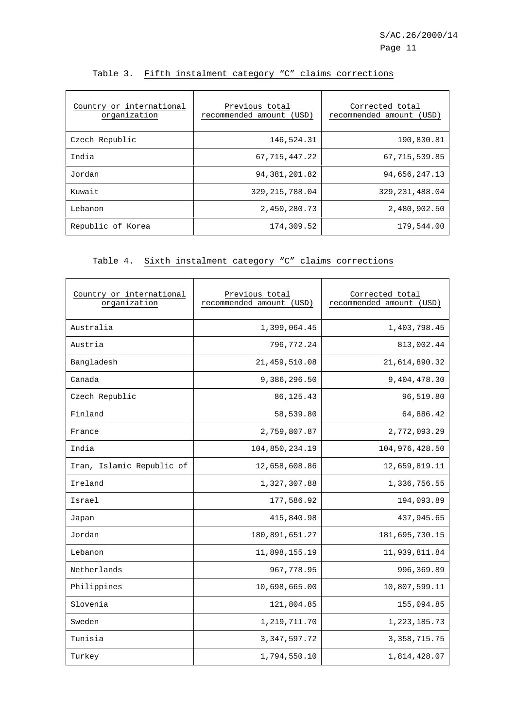Table 3. Fifth instalment category "C" claims corrections

| Country or international organization | Previous total recommended amount (USD) | Corrected total recommended amount (USD) |
| --- | --- | --- |
| Czech Republic | 146,524.31 | 190,830.81 |
| India | 67,715,447.22 | 67,715,539.85 |
| Jordan | 94,381,201.82 | 94,656,247.13 |
| Kuwait | 329,215,788.04 | 329,231,488.04 |
| Lebanon | 2,450,280.73 | 2,480,902.50 |
| Republic of Korea | 174,309.52 | 179,544.00 |

Table 4. Sixth instalment category "C" claims corrections

| Country or international organization | Previous total recommended amount (USD) | Corrected total recommended amount (USD) |
| --- | --- | --- |
| Australia | 1,399,064.45 | 1,403,798.45 |
| Austria | 796,772.24 | 813,002.44 |
| Bangladesh | 21,459,510.08 | 21,614,890.32 |
| Canada | 9,386,296.50 | 9,404,478.30 |
| Czech Republic | 86,125.43 | 96,519.80 |
| Finland | 58,539.80 | 64,886.42 |
| France | 2,759,807.87 | 2,772,093.29 |
| India | 104,850,234.19 | 104,976,428.50 |
| Iran, Islamic Republic of | 12,658,608.86 | 12,659,819.11 |
| Ireland | 1,327,307.88 | 1,336,756.55 |
| Israel | 177,586.92 | 194,093.89 |
| Japan | 415,840.98 | 437,945.65 |
| Jordan | 180,891,651.27 | 181,695,730.15 |
| Lebanon | 11,898,155.19 | 11,939,811.84 |
| Netherlands | 967,778.95 | 996,369.89 |
| Philippines | 10,698,665.00 | 10,807,599.11 |
| Slovenia | 121,804.85 | 155,094.85 |
| Sweden | 1,219,711.70 | 1,223,185.73 |
| Tunisia | 3,347,597.72 | 3,358,715.75 |
| Turkey | 1,794,550.10 | 1,814,428.07 |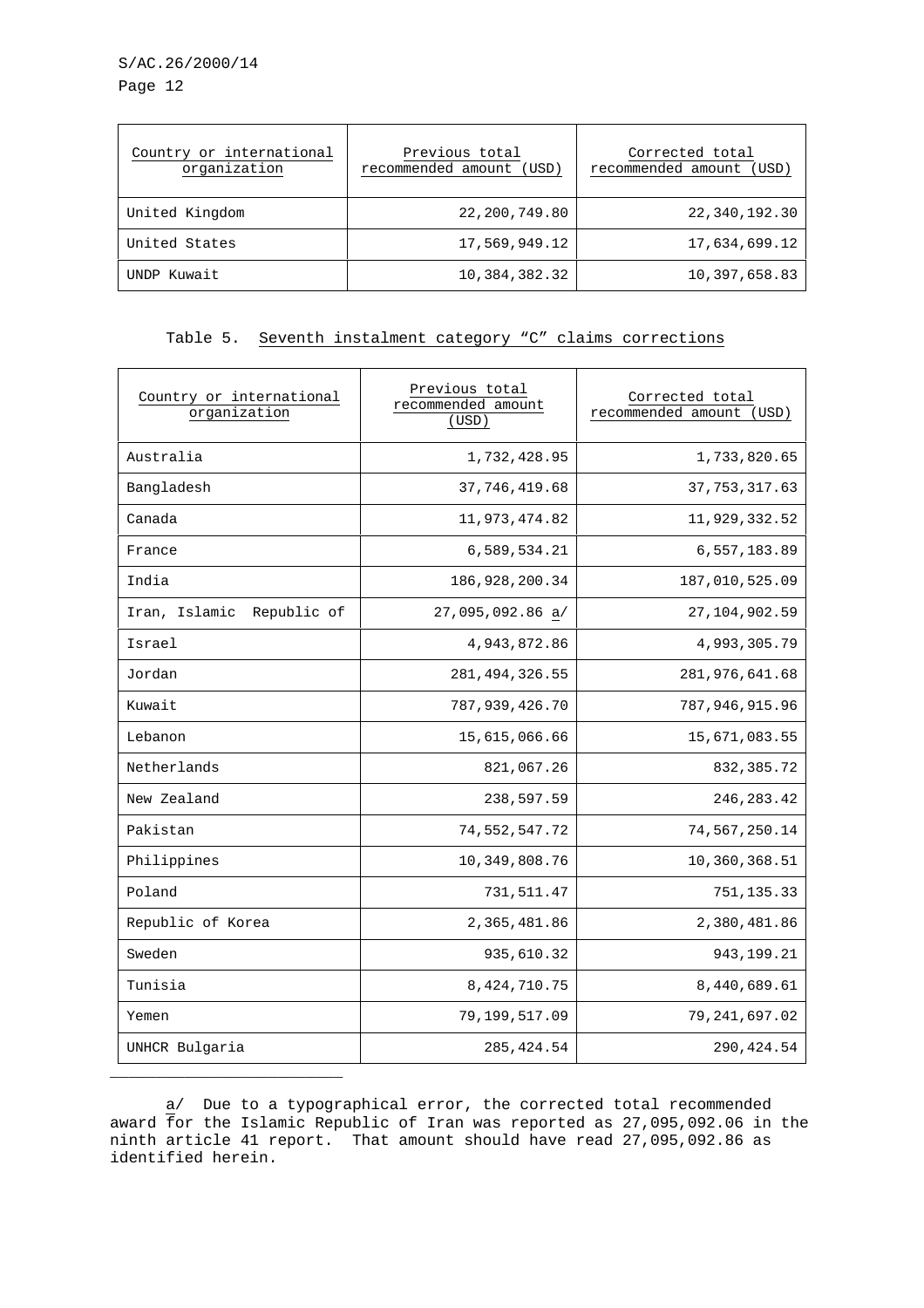| Country or international organization | Previous total recommended amount (USD) | Corrected total recommended amount (USD) |
| --- | --- | --- |
| United Kingdom | 22,200,749.80 | 22,340,192.30 |
| United States | 17,569,949.12 | 17,634,699.12 |
| UNDP Kuwait | 10,384,382.32 | 10,397,658.83 |

Table 5. Seventh instalment category "C" claims corrections

| Country or international organization | Previous total recommended amount (USD) | Corrected total recommended amount (USD) |
| --- | --- | --- |
| Australia | 1,732,428.95 | 1,733,820.65 |
| Bangladesh | 37,746,419.68 | 37,753,317.63 |
| Canada | 11,973,474.82 | 11,929,332.52 |
| France | 6,589,534.21 | 6,557,183.89 |
| India | 186,928,200.34 | 187,010,525.09 |
| Iran, Islamic Republic of | 27,095,092.86 a/ | 27,104,902.59 |
| Israel | 4,943,872.86 | 4,993,305.79 |
| Jordan | 281,494,326.55 | 281,976,641.68 |
| Kuwait | 787,939,426.70 | 787,946,915.96 |
| Lebanon | 15,615,066.66 | 15,671,083.55 |
| Netherlands | 821,067.26 | 832,385.72 |
| New Zealand | 238,597.59 | 246,283.42 |
| Pakistan | 74,552,547.72 | 74,567,250.14 |
| Philippines | 10,349,808.76 | 10,360,368.51 |
| Poland | 731,511.47 | 751,135.33 |
| Republic of Korea | 2,365,481.86 | 2,380,481.86 |
| Sweden | 935,610.32 | 943,199.21 |
| Tunisia | 8,424,710.75 | 8,440,689.61 |
| Yemen | 79,199,517.09 | 79,241,697.02 |
| UNHCR Bulgaria | 285,424.54 | 290,424.54 |

a/ Due to a typographical error, the corrected total recommended award for the Islamic Republic of Iran was reported as 27,095,092.06 in the ninth article 41 report. That amount should have read 27,095,092.86 as identified herein.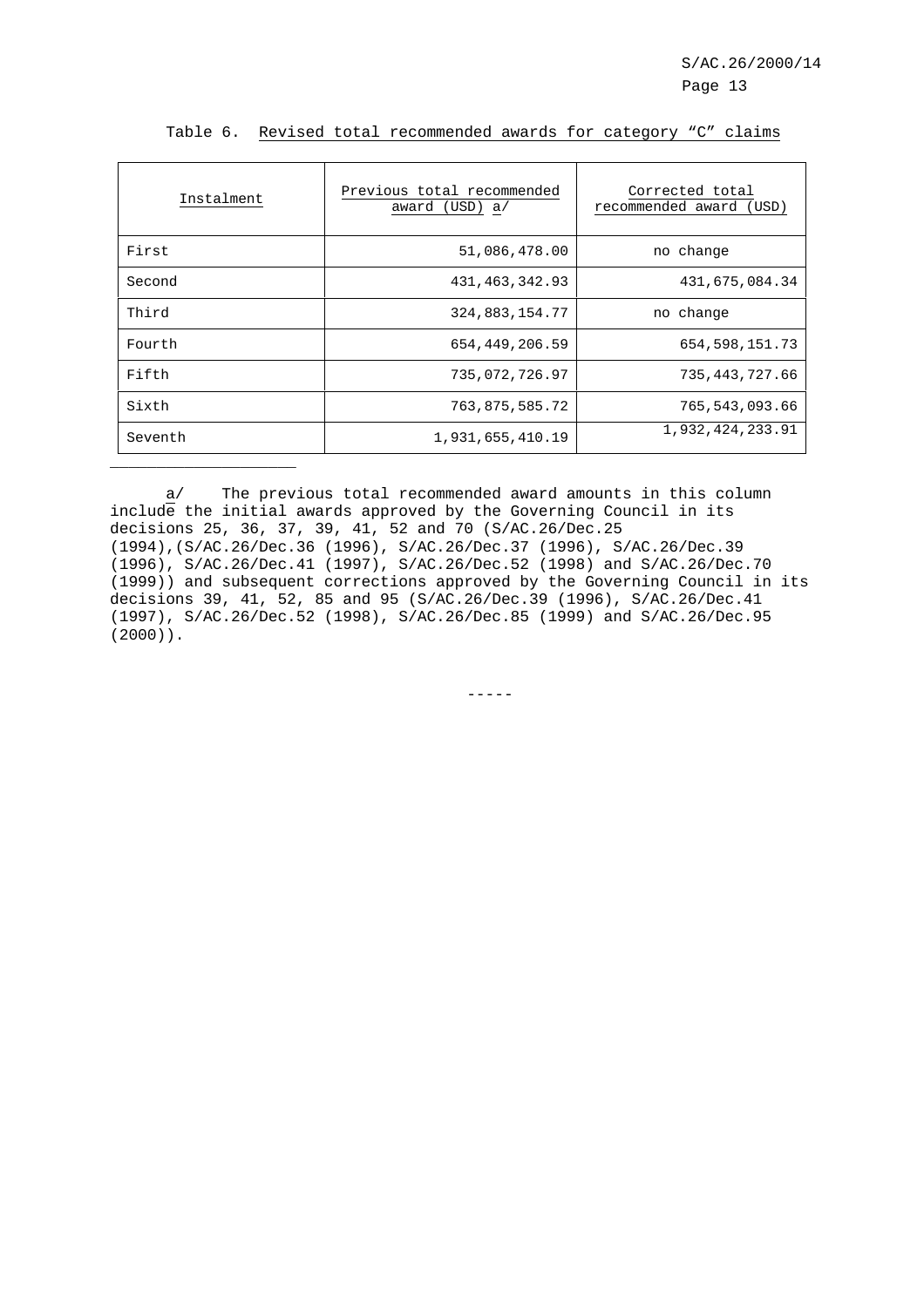Table 6. Revised total recommended awards for category "C" claims

| Instalment | Previous total recommended award (USD) a/ | Corrected total recommended award (USD) |
| --- | --- | --- |
| First | 51,086,478.00 | no change |
| Second | 431,463,342.93 | 431,675,084.34 |
| Third | 324,883,154.77 | no change |
| Fourth | 654,449,206.59 | 654,598,151.73 |
| Fifth | 735,072,726.97 | 735,443,727.66 |
| Sixth | 763,875,585.72 | 765,543,093.66 |
| Seventh | 1,931,655,410.19 | 1,932,424,233.91 |

a/ The previous total recommended award amounts in this column include the initial awards approved by the Governing Council in its decisions 25, 36, 37, 39, 41, 52 and 70 (S/AC.26/Dec.25 (1994),(S/AC.26/Dec.36 (1996), S/AC.26/Dec.37 (1996), S/AC.26/Dec.39 (1996), S/AC.26/Dec.41 (1997), S/AC.26/Dec.52 (1998) and S/AC.26/Dec.70 (1999)) and subsequent corrections approved by the Governing Council in its decisions 39, 41, 52, 85 and 95 (S/AC.26/Dec.39 (1996), S/AC.26/Dec.41 (1997), S/AC.26/Dec.52 (1998), S/AC.26/Dec.85 (1999) and S/AC.26/Dec.95 (2000)).

-----